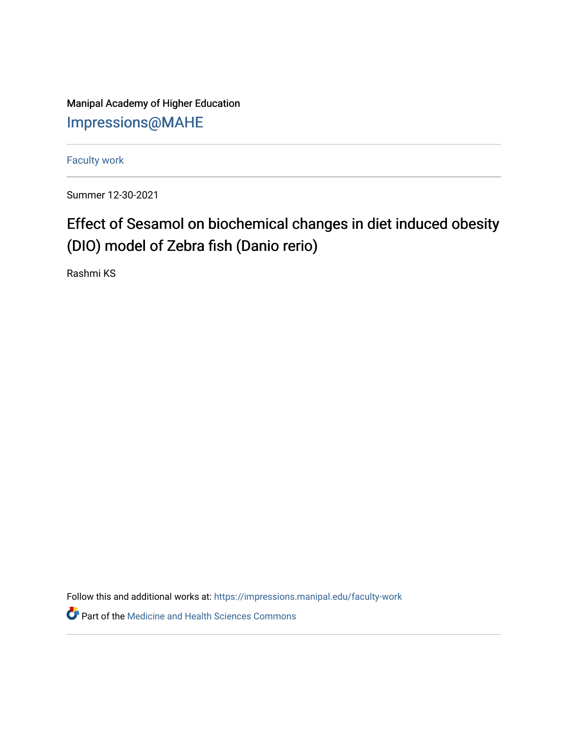Manipal Academy of Higher Education

Impressions@MAHE

Faculty work

Summer 12-30-2021

# Effect of Sesamol on biochemical changes in diet induced obesity (DIO) model of Zebra fish (Danio rerio)

Rashmi KS

Follow this and additional works at: https://impressions.manipal.edu/faculty-work

Part of the Medicine and Health Sciences Commons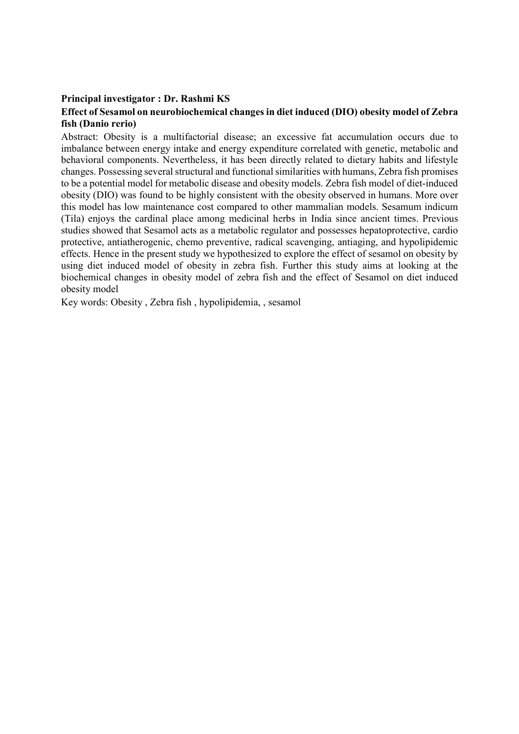**Principal investigator : Dr. Rashmi KS**

**Effect of Sesamol on neurobiochemical changes in diet induced (DIO) obesity model of Zebra fish (Danio rerio)**

Abstract: Obesity is a multifactorial disease; an excessive fat accumulation occurs due to imbalance between energy intake and energy expenditure correlated with genetic, metabolic and behavioral components. Nevertheless, it has been directly related to dietary habits and lifestyle changes. Possessing several structural and functional similarities with humans, Zebra fish promises to be a potential model for metabolic disease and obesity models. Zebra fish model of diet-induced obesity (DIO) was found to be highly consistent with the obesity observed in humans. More over this model has low maintenance cost compared to other mammalian models. Sesamum indicum (Tila) enjoys the cardinal place among medicinal herbs in India since ancient times. Previous studies showed that Sesamol acts as a metabolic regulator and possesses hepatoprotective, cardio protective, antiatherogenic, chemo preventive, radical scavenging, antiaging, and hypolipidemic effects. Hence in the present study we hypothesized to explore the effect of sesamol on obesity by using diet induced model of obesity in zebra fish. Further this study aims at looking at the biochemical changes in obesity model of zebra fish and the effect of Sesamol on diet induced obesity model

Key words: Obesity , Zebra fish , hypolipidemia, , sesamol